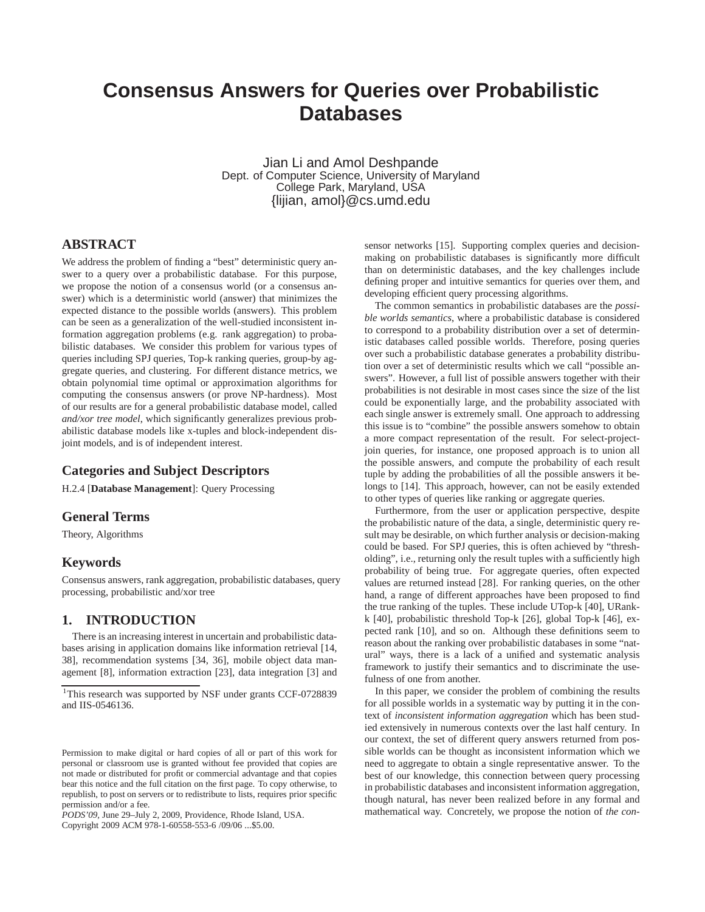# Consensus Answers for Queries over Probabilistic Databases

Jian Li and Amol Deshpande
Dept. of Computer Science, University of Maryland
College Park, Maryland, USA
{lijian, amol}@cs.umd.edu

## ABSTRACT

We address the problem of finding a "best" deterministic query answer to a query over a probabilistic database. For this purpose, we propose the notion of a consensus world (or a consensus answer) which is a deterministic world (answer) that minimizes the expected distance to the possible worlds (answers). This problem can be seen as a generalization of the well-studied inconsistent information aggregation problems (e.g. rank aggregation) to probabilistic databases. We consider this problem for various types of queries including SPJ queries, Top-k ranking queries, group-by aggregate queries, and clustering. For different distance metrics, we obtain polynomial time optimal or approximation algorithms for computing the consensus answers (or prove NP-hardness). Most of our results are for a general probabilistic database model, called *and/xor tree model*, which significantly generalizes previous probabilistic database models like x-tuples and block-independent disjoint models, and is of independent interest.

## Categories and Subject Descriptors

H.2.4 [**Database Management**]: Query Processing

## General Terms

Theory, Algorithms

## Keywords

Consensus answers, rank aggregation, probabilistic databases, query processing, probabilistic and/xor tree

## 1. INTRODUCTION

There is an increasing interest in uncertain and probabilistic databases arising in application domains like information retrieval [14, 38], recommendation systems [34, 36], mobile object data management [8], information extraction [23], data integration [3] and sensor networks [15]. Supporting complex queries and decision-making on probabilistic databases is significantly more difficult than on deterministic databases, and the key challenges include defining proper and intuitive semantics for queries over them, and developing efficient query processing algorithms.

The common semantics in probabilistic databases are the *possible worlds semantics*, where a probabilistic database is considered to correspond to a probability distribution over a set of deterministic databases called possible worlds. Therefore, posing queries over such a probabilistic database generates a probability distribution over a set of deterministic results which we call "possible answers". However, a full list of possible answers together with their probabilities is not desirable in most cases since the size of the list could be exponentially large, and the probability associated with each single answer is extremely small. One approach to addressing this issue is to "combine" the possible answers somehow to obtain a more compact representation of the result. For select-project-join queries, for instance, one proposed approach is to union all the possible answers, and compute the probability of each result tuple by adding the probabilities of all the possible answers it belongs to [14]. This approach, however, can not be easily extended to other types of queries like ranking or aggregate queries.

Furthermore, from the user or application perspective, despite the probabilistic nature of the data, a single, deterministic query result may be desirable, on which further analysis or decision-making could be based. For SPJ queries, this is often achieved by "thresholding", i.e., returning only the result tuples with a sufficiently high probability of being true. For aggregate queries, often expected values are returned instead [28]. For ranking queries, on the other hand, a range of different approaches have been proposed to find the true ranking of the tuples. These include UTop-k [40], URank-k [40], probabilistic threshold Top-k [26], global Top-k [46], expected rank [10], and so on. Although these definitions seem to reason about the ranking over probabilistic databases in some "natural" ways, there is a lack of a unified and systematic analysis framework to justify their semantics and to discriminate the usefulness of one from another.

In this paper, we consider the problem of combining the results for all possible worlds in a systematic way by putting it in the context of *inconsistent information aggregation* which has been studied extensively in numerous contexts over the last half century. In our context, the set of different query answers returned from possible worlds can be thought as inconsistent information which we need to aggregate to obtain a single representative answer. To the best of our knowledge, this connection between query processing in probabilistic databases and inconsistent information aggregation, though natural, has never been realized before in any formal and mathematical way. Concretely, we propose the notion of *the con-*

[1]This research was supported by NSF under grants CCF-0728839 and IIS-0546136.

Permission to make digital or hard copies of all or part of this work for personal or classroom use is granted without fee provided that copies are not made or distributed for profit or commercial advantage and that copies bear this notice and the full citation on the first page. To copy otherwise, to republish, to post on servers or to redistribute to lists, requires prior specific permission and/or a fee.
*PODS'09*, June 29–July 2, 2009, Providence, Rhode Island, USA.
Copyright 2009 ACM 978-1-60558-553-6 /09/06 ...$5.00.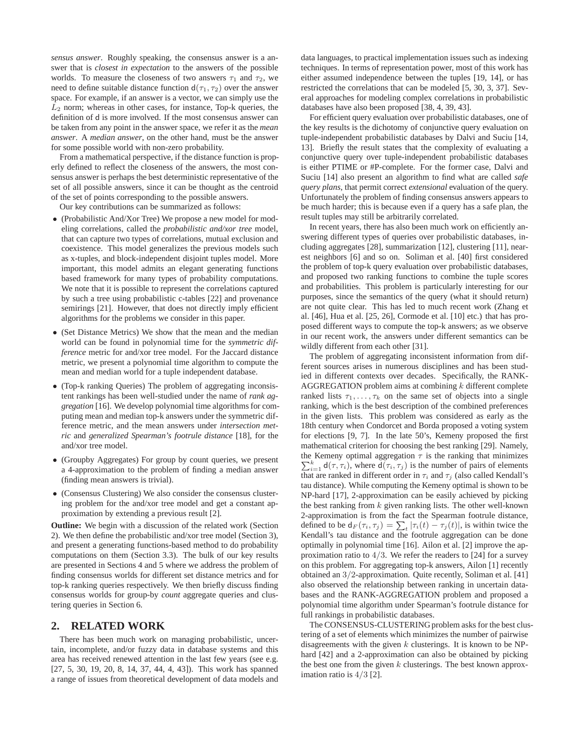*sensus answer*. Roughly speaking, the consensus answer is a answer that is *closest in expectation* to the answers of the possible worlds. To measure the closeness of two answers $\tau_1$ and $\tau_2$, we need to define suitable distance function $\mathsf{d}(\tau_1, \tau_2)$ over the answer space. For example, if an answer is a vector, we can simply use the $L_2$ norm; whereas in other cases, for instance, Top-k queries, the definition of d is more involved. If the most consensus answer can be taken from any point in the answer space, we refer it as the *mean answer*. A *median answer*, on the other hand, must be the answer for some possible world with non-zero probability.

From a mathematical perspective, if the distance function is properly defined to reflect the closeness of the answers, the most consensus answer is perhaps the best deterministic representative of the set of all possible answers, since it can be thought as the centroid of the set of points corresponding to the possible answers.

Our key contributions can be summarized as follows:

- (Probabilistic And/Xor Tree) We propose a new model for modeling correlations, called the *probabilistic and/xor tree* model, that can capture two types of correlations, mutual exclusion and coexistence. This model generalizes the previous models such as x-tuples, and block-independent disjoint tuples model. More important, this model admits an elegant generating functions based framework for many types of probability computations. We note that it is possible to represent the correlations captured by such a tree using probabilistic c-tables [22] and provenance semirings [21]. However, that does not directly imply efficient algorithms for the problems we consider in this paper.
- (Set Distance Metrics) We show that the mean and the median world can be found in polynomial time for the *symmetric difference* metric for and/xor tree model. For the Jaccard distance metric, we present a polynomial time algorithm to compute the mean and median world for a tuple independent database.
- (Top-k ranking Queries) The problem of aggregating inconsistent rankings has been well-studied under the name of *rank aggregation* [16]. We develop polynomial time algorithms for computing mean and median top-k answers under the symmetric difference metric, and the mean answers under *intersection metric* and *generalized Spearman's footrule distance* [18], for the and/xor tree model.
- (Groupby Aggregates) For group by count queries, we present a 4-approximation to the problem of finding a median answer (finding mean answers is trivial).
- (Consensus Clustering) We also consider the consensus clustering problem for the and/xor tree model and get a constant approximation by extending a previous result [2].

**Outline:** We begin with a discussion of the related work (Section 2). We then define the probabilistic and/xor tree model (Section 3), and present a generating functions-based method to do probability computations on them (Section 3.3). The bulk of our key results are presented in Sections 4 and 5 where we address the problem of finding consensus worlds for different set distance metrics and for top-k ranking queries respectively. We then briefly discuss finding consensus worlds for group-by *count* aggregate queries and clustering queries in Section 6.

## 2. RELATED WORK

There has been much work on managing probabilistic, uncertain, incomplete, and/or fuzzy data in database systems and this area has received renewed attention in the last few years (see e.g. [27, 5, 30, 19, 20, 8, 14, 37, 44, 4, 43]). This work has spanned a range of issues from theoretical development of data models and data languages, to practical implementation issues such as indexing techniques. In terms of representation power, most of this work has either assumed independence between the tuples [19, 14], or has restricted the correlations that can be modeled [5, 30, 3, 37]. Several approaches for modeling complex correlations in probabilistic databases have also been proposed [38, 4, 39, 43].

For efficient query evaluation over probabilistic databases, one of the key results is the dichotomy of conjunctive query evaluation on tuple-independent probabilistic databases by Dalvi and Suciu [14, 13]. Briefly the result states that the complexity of evaluating a conjunctive query over tuple-independent probabilistic databases is either PTIME or #P-complete. For the former case, Dalvi and Suciu [14] also present an algorithm to find what are called *safe query plans*, that permit correct *extensional* evaluation of the query. Unfortunately the problem of finding consensus answers appears to be much harder; this is because even if a query has a safe plan, the result tuples may still be arbitrarily correlated.

In recent years, there has also been much work on efficiently answering different types of queries over probabilistic databases, including aggregates [28], summarization [12], clustering [11], nearest neighbors [6] and so on. Soliman et al. [40] first considered the problem of top-k query evaluation over probabilistic databases, and proposed two ranking functions to combine the tuple scores and probabilities. This problem is particularly interesting for our purposes, since the semantics of the query (what it should return) are not quite clear. This has led to much recent work (Zhang et al. [46], Hua et al. [25, 26], Cormode et al. [10] etc.) that has proposed different ways to compute the top-k answers; as we observe in our recent work, the answers under different semantics can be wildly different from each other [31].

The problem of aggregating inconsistent information from different sources arises in numerous disciplines and has been studied in different contexts over decades. Specifically, the RANK-AGGREGATION problem aims at combining $k$ different complete ranked lists $\tau_1, \ldots, \tau_k$ on the same set of objects into a single ranking, which is the best description of the combined preferences in the given lists. This problem was considered as early as the 18th century when Condorcet and Borda proposed a voting system for elections [9, 7]. In the late 50's, Kemeny proposed the first mathematical criterion for choosing the best ranking [29]. Namely, the Kemeny optimal aggregation $\tau$ is the ranking that minimizes $\sum_{i=1}^{k} \mathsf{d}(\tau, \tau_i)$, where $\mathsf{d}(\tau_i, \tau_j)$ is the number of pairs of elements that are ranked in different order in $\tau_i$ and $\tau_j$ (also called Kendall's tau distance). While computing the Kemeny optimal is shown to be NP-hard [17], 2-approximation can be easily achieved by picking the best ranking from $k$ given ranking lists. The other well-known 2-approximation is from the fact the Spearman footrule distance, defined to be $\mathsf{d}_F(\tau_i, \tau_j) = \sum_t |\tau_i(t) - \tau_j(t)|$, is within twice the Kendall's tau distance and the footrule aggregation can be done optimally in polynomial time [16]. Ailon et al. [2] improve the approximation ratio to $4/3$. We refer the readers to [24] for a survey on this problem. For aggregating top-k answers, Ailon [1] recently obtained an $3/2$-approximation. Quite recently, Soliman et al. [41] also observed the relationship between ranking in uncertain databases and the RANK-AGGREGATION problem and proposed a polynomial time algorithm under Spearman's footrule distance for full rankings in probabilistic databases.

The CONSENSUS-CLUSTERING problem asks for the best clustering of a set of elements which minimizes the number of pairwise disagreements with the given $k$ clusterings. It is known to be NP-hard [42] and a 2-approximation can also be obtained by picking the best one from the given $k$ clusterings. The best known approximation ratio is $4/3$ [2].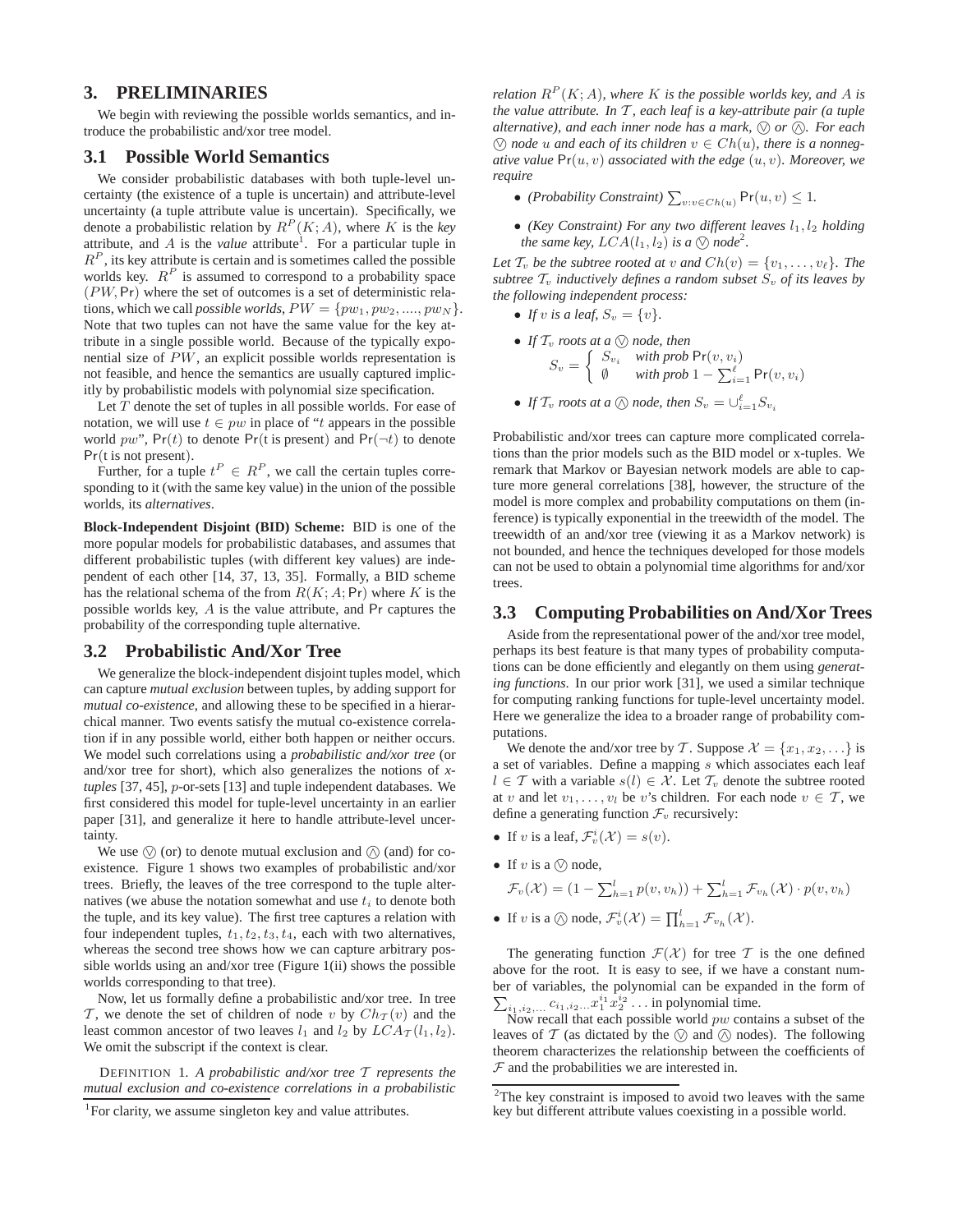## 3. PRELIMINARIES

We begin with reviewing the possible worlds semantics, and introduce the probabilistic and/xor tree model.

### 3.1 Possible World Semantics

We consider probabilistic databases with both tuple-level uncertainty (the existence of a tuple is uncertain) and attribute-level uncertainty (a tuple attribute value is uncertain). Specifically, we denote a probabilistic relation by $R^P(K; A)$, where $K$ is the *key* attribute, and $A$ is the *value* attribute[1]. For a particular tuple in $R^P$, its key attribute is certain and is sometimes called the possible worlds key. $R^P$ is assumed to correspond to a probability space $(PW, \Pr)$ where the set of outcomes is a set of deterministic relations, which we call *possible worlds*, $PW = \{pw_1, pw_2, ...., pw_N\}$. Note that two tuples can not have the same value for the key attribute in a single possible world. Because of the typically exponential size of $PW$, an explicit possible worlds representation is not feasible, and hence the semantics are usually captured implicitly by probabilistic models with polynomial size specification.

Let $T$ denote the set of tuples in all possible worlds. For ease of notation, we will use $t \in pw$ in place of "$t$ appears in the possible world $pw$", $\Pr(t)$ to denote $\Pr(\text{t is present})$ and $\Pr(\neg t)$ to denote $\Pr(\text{t is not present})$.

Further, for a tuple $t^P \in R^P$, we call the certain tuples corresponding to it (with the same key value) in the union of the possible worlds, its *alternatives*.

**Block-Independent Disjoint (BID) Scheme:** BID is one of the more popular models for probabilistic databases, and assumes that different probabilistic tuples (with different key values) are independent of each other [14, 37, 13, 35]. Formally, a BID scheme has the relational schema of the from $R(K; A; \Pr)$ where $K$ is the possible worlds key, $A$ is the value attribute, and $\Pr$ captures the probability of the corresponding tuple alternative.

### 3.2 Probabilistic And/Xor Tree

We generalize the block-independent disjoint tuples model, which can capture *mutual exclusion* between tuples, by adding support for *mutual co-existence*, and allowing these to be specified in a hierarchical manner. Two events satisfy the mutual co-existence correlation if in any possible world, either both happen or neither occurs. We model such correlations using a *probabilistic and/xor tree* (or and/xor tree for short), which also generalizes the notions of *x-tuples* [37, 45], *p*-or-sets [13] and tuple independent databases. We first considered this model for tuple-level uncertainty in an earlier paper [31], and generalize it here to handle attribute-level uncertainty.

We use $\textcircled{\vee}$ (or) to denote mutual exclusion and $\textcircled{\wedge}$ (and) for coexistence. Figure 1 shows two examples of probabilistic and/xor trees. Briefly, the leaves of the tree correspond to the tuple alternatives (we abuse the notation somewhat and use $t_i$ to denote both the tuple, and its key value). The first tree captures a relation with four independent tuples, $t_1, t_2, t_3, t_4$, each with two alternatives, whereas the second tree shows how we can capture arbitrary possible worlds using an and/xor tree (Figure 1(ii) shows the possible worlds corresponding to that tree).

Now, let us formally define a probabilistic and/xor tree. In tree $\mathcal{T}$, we denote the set of children of node $v$ by $Ch_{\mathcal{T}}(v)$ and the least common ancestor of two leaves $l_1$ and $l_2$ by $LCA_{\mathcal{T}}(l_1, l_2)$. We omit the subscript if the context is clear.

DEFINITION 1. *A probabilistic and/xor tree $\mathcal{T}$ represents the mutual exclusion and co-existence correlations in a probabilistic relation $R^P(K; A)$, where $K$ is the possible worlds key, and $A$ is the value attribute. In $\mathcal{T}$, each leaf is a key-attribute pair (a tuple alternative), and each inner node has a mark, $\textcircled{\vee}$ or $\textcircled{\wedge}$. For each $\textcircled{\vee}$ node $u$ and each of its children $v \in Ch(u)$, there is a nonnegative value $\Pr(u, v)$ associated with the edge $(u, v)$. Moreover, we require*

- *(Probability Constraint)* $\sum_{v: v \in Ch(u)} \Pr(u, v) \leq 1$.
- *(Key Constraint) For any two different leaves $l_1, l_2$ holding the same key, $LCA(l_1, l_2)$ is a $\textcircled{\vee}$ node*[2].

*Let $\mathcal{T}_v$ be the subtree rooted at $v$ and $Ch(v) = \{v_1, \ldots, v_\ell\}$. The subtree $\mathcal{T}_v$ inductively defines a random subset $S_v$ of its leaves by the following independent process:*

- *If $v$ is a leaf, $S_v = \{v\}$.*
- *If $\mathcal{T}_v$ roots at a $\textcircled{\vee}$ node, then*
$$S_v = \begin{cases} S_{v_i} & \text{with prob } \Pr(v, v_i) \\ \emptyset & \text{with prob } 1 - \sum_{i=1}^{\ell} \Pr(v, v_i) \end{cases}$$
- *If $\mathcal{T}_v$ roots at a $\textcircled{\wedge}$ node, then $S_v = \cup_{i=1}^{\ell} S_{v_i}$*

Probabilistic and/xor trees can capture more complicated correlations than the prior models such as the BID model or x-tuples. We remark that Markov or Bayesian network models are able to capture more general correlations [38], however, the structure of the model is more complex and probability computations on them (inference) is typically exponential in the treewidth of the model. The treewidth of an and/xor tree (viewing it as a Markov network) is not bounded, and hence the techniques developed for those models can not be used to obtain a polynomial time algorithms for and/xor trees.

### 3.3 Computing Probabilities on And/Xor Trees

Aside from the representational power of the and/xor tree model, perhaps its best feature is that many types of probability computations can be done efficiently and elegantly on them using *generating functions*. In our prior work [31], we used a similar technique for computing ranking functions for tuple-level uncertainty model. Here we generalize the idea to a broader range of probability computations.

We denote the and/xor tree by $\mathcal{T}$. Suppose $\mathcal{X} = \{x_1, x_2, \ldots\}$ is a set of variables. Define a mapping $s$ which associates each leaf $l \in \mathcal{T}$ with a variable $s(l) \in \mathcal{X}$. Let $\mathcal{T}_v$ denote the subtree rooted at $v$ and let $v_1, \ldots, v_l$ be $v$'s children. For each node $v \in \mathcal{T}$, we define a generating function $\mathcal{F}_v$ recursively:

- If $v$ is a leaf, $\mathcal{F}_v^i(\mathcal{X}) = s(v)$.
- If $v$ is a $\textcircled{\vee}$ node,
$$\mathcal{F}_v(\mathcal{X}) = (1 - \sum_{h=1}^{l} p(v, v_h)) + \sum_{h=1}^{l} \mathcal{F}_{v_h}(\mathcal{X}) \cdot p(v, v_h)$$
- If $v$ is a $\textcircled{\wedge}$ node, $\mathcal{F}_v^i(\mathcal{X}) = \prod_{h=1}^{l} \mathcal{F}_{v_h}(\mathcal{X})$.

The generating function $\mathcal{F}(\mathcal{X})$ for tree $\mathcal{T}$ is the one defined above for the root. It is easy to see, if we have a constant number of variables, the polynomial can be expanded in the form of $\sum_{i_1, i_2, \ldots} c_{i_1, i_2 \ldots} x_1^{i_1} x_2^{i_2} \ldots$ in polynomial time.

Now recall that each possible world $pw$ contains a subset of the leaves of $\mathcal{T}$ (as dictated by the $\textcircled{\vee}$ and $\textcircled{\wedge}$ nodes). The following theorem characterizes the relationship between the coefficients of $\mathcal{F}$ and the probabilities we are interested in.

---

[1] For clarity, we assume singleton key and value attributes.

[2] The key constraint is imposed to avoid two leaves with the same key but different attribute values coexisting in a possible world.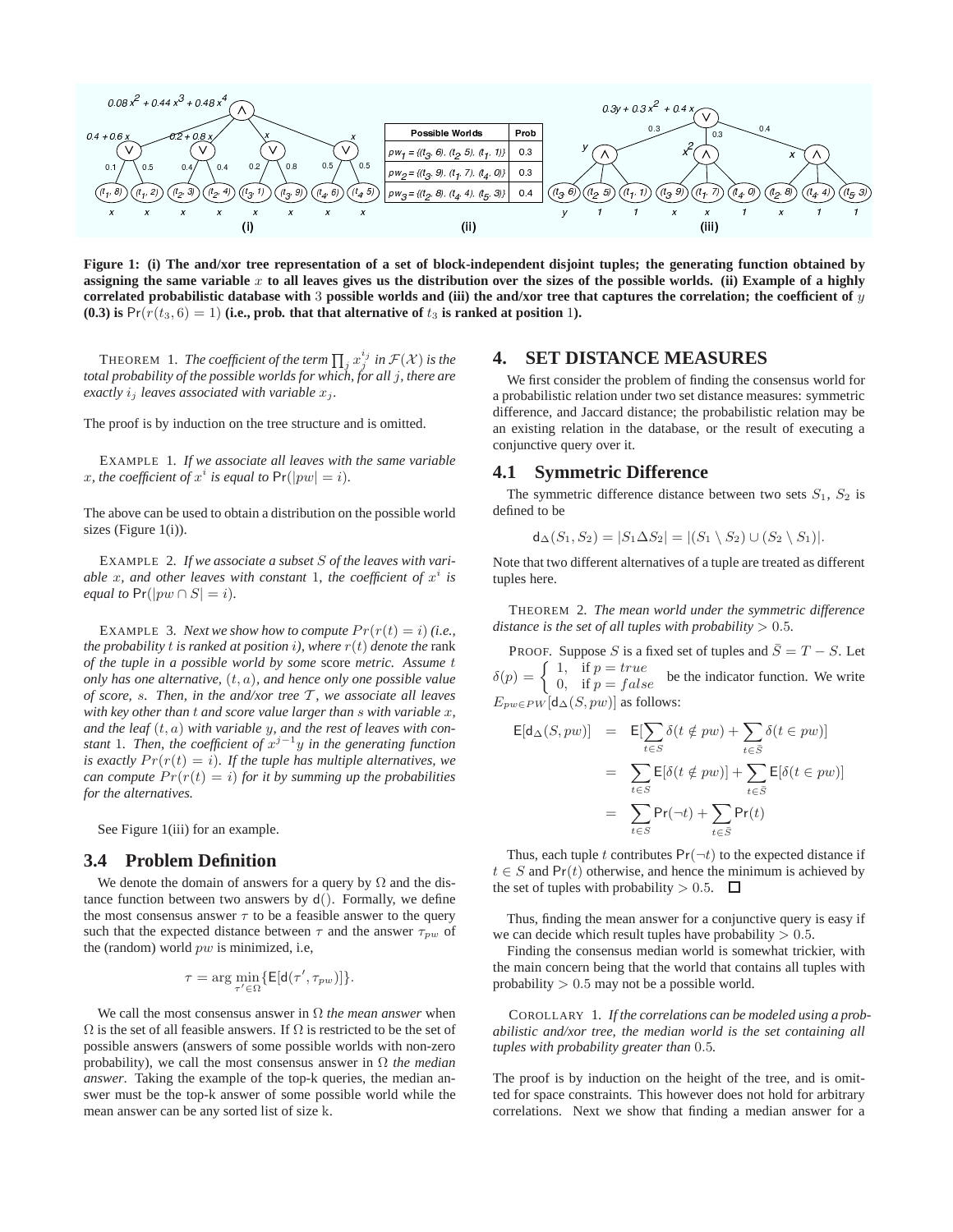| Possible Worlds | Prob |
| --- | --- |
| $pw_1$ = {($t_3$, 6), ($t_2$, 5), ($t_1$, 1)} | 0.3 |
| $pw_2$ = {($t_3$, 9), ($t_1$, 7), ($t_4$, 0)} | 0.3 |
| $pw_3$ = {($t_2$, 8), ($t_4$, 4), ($t_5$, 3)} | 0.4 |

**Figure 1: (i) The and/xor tree representation of a set of block-independent disjoint tuples; the generating function obtained by assigning the same variable $x$ to all leaves gives us the distribution over the sizes of the possible worlds. (ii) Example of a highly correlated probabilistic database with 3 possible worlds and (iii) the and/xor tree that captures the correlation; the coefficient of $y$ (0.3) is $\Pr(r(t_3, 6) = 1)$ (i.e., prob. that that alternative of $t_3$ is ranked at position 1).**

THEOREM 1. *The coefficient of the term $\prod_j x_j^{i_j}$ in $\mathcal{F}(\mathcal{X})$ is the total probability of the possible worlds for which, for all $j$, there are exactly $i_j$ leaves associated with variable $x_j$.*

The proof is by induction on the tree structure and is omitted.

EXAMPLE 1. *If we associate all leaves with the same variable $x$, the coefficient of $x^i$ is equal to $\Pr(|pw| = i)$.*

The above can be used to obtain a distribution on the possible world sizes (Figure 1(i)).

EXAMPLE 2. *If we associate a subset $S$ of the leaves with variable $x$, and other leaves with constant 1, the coefficient of $x^i$ is equal to $\Pr(|pw \cap S| = i)$.*

EXAMPLE 3. *Next we show how to compute $Pr(r(t) = i)$ (i.e., the probability $t$ is ranked at position $i$), where $r(t)$ denote the* rank *of the tuple in a possible world by some* score *metric. Assume $t$ only has one alternative, $(t, a)$, and hence only one possible value of score, $s$. Then, in the and/xor tree $\mathcal{T}$, we associate all leaves with key other than $t$ and score value larger than $s$ with variable $x$, and the leaf $(t, a)$ with variable $y$, and the rest of leaves with constant 1. Then, the coefficient of $x^{j-1}y$ in the generating function is exactly $Pr(r(t) = i)$. If the tuple has multiple alternatives, we can compute $Pr(r(t) = i)$ for it by summing up the probabilities for the alternatives.*

See Figure 1(iii) for an example.

## 3.4 Problem Definition

We denote the domain of answers for a query by $\Omega$ and the distance function between two answers by $\mathsf{d}()$. Formally, we define the most consensus answer $\tau$ to be a feasible answer to the query such that the expected distance between $\tau$ and the answer $\tau_{pw}$ of the (random) world $pw$ is minimized, i.e,

$$\tau = \arg\min_{\tau' \in \Omega} \{\mathsf{E}[\mathsf{d}(\tau', \tau_{pw})]\}.$$

We call the most consensus answer in $\Omega$ *the mean answer* when $\Omega$ is the set of all feasible answers. If $\Omega$ is restricted to be the set of possible answers (answers of some possible worlds with non-zero probability), we call the most consensus answer in $\Omega$ *the median answer*. Taking the example of the top-k queries, the median answer must be the top-k answer of some possible world while the mean answer can be any sorted list of size k.

# 4. SET DISTANCE MEASURES

We first consider the problem of finding the consensus world for a probabilistic relation under two set distance measures: symmetric difference, and Jaccard distance; the probabilistic relation may be an existing relation in the database, or the result of executing a conjunctive query over it.

## 4.1 Symmetric Difference

The symmetric difference distance between two sets $S_1$, $S_2$ is defined to be

$$\mathsf{d}_\Delta(S_1, S_2) = |S_1 \Delta S_2| = |(S_1 \setminus S_2) \cup (S_2 \setminus S_1)|.$$

Note that two different alternatives of a tuple are treated as different tuples here.

THEOREM 2. *The mean world under the symmetric difference distance is the set of all tuples with probability $> 0.5$.*

PROOF. Suppose $S$ is a fixed set of tuples and $\bar{S} = T - S$. Let $\delta(p) = \begin{cases} 1, & \text{if } p = true \\ 0, & \text{if } p = false \end{cases}$ be the indicator function. We write $E_{pw \in PW}[\mathsf{d}_\Delta(S, pw)]$ as follows:

$$\begin{aligned} \mathsf{E}[\mathsf{d}_\Delta(S, pw)] &= \mathsf{E}[\sum_{t \in S} \delta(t \notin pw) + \sum_{t \in \bar{S}} \delta(t \in pw)] \\ &= \sum_{t \in S} \mathsf{E}[\delta(t \notin pw)] + \sum_{t \in \bar{S}} \mathsf{E}[\delta(t \in pw)] \\ &= \sum_{t \in S} \Pr(\neg t) + \sum_{t \in \bar{S}} \Pr(t) \end{aligned}$$

Thus, each tuple $t$ contributes $\Pr(\neg t)$ to the expected distance if $t \in S$ and $\Pr(t)$ otherwise, and hence the minimum is achieved by the set of tuples with probability $> 0.5$. □

Thus, finding the mean answer for a conjunctive query is easy if we can decide which result tuples have probability $> 0.5$.

Finding the consensus median world is somewhat trickier, with the main concern being that the world that contains all tuples with probability $> 0.5$ may not be a possible world.

COROLLARY 1. *If the correlations can be modeled using a probabilistic and/xor tree, the median world is the set containing all tuples with probability greater than 0.5.*

The proof is by induction on the height of the tree, and is omitted for space constraints. This however does not hold for arbitrary correlations. Next we show that finding a median answer for a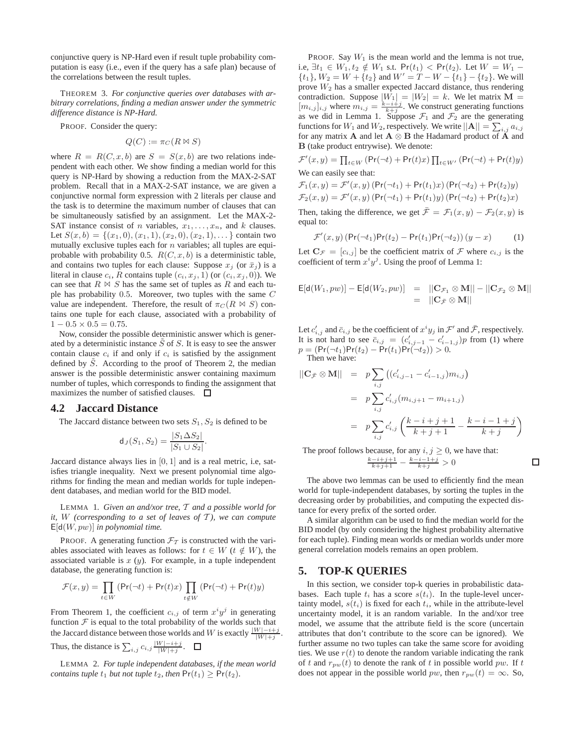conjunctive query is NP-Hard even if result tuple probability computation is easy (i.e., even if the query has a safe plan) because of the correlations between the result tuples.

THEOREM 3. *For conjunctive queries over databases with arbitrary correlations, finding a median answer under the symmetric difference distance is NP-Hard.*

PROOF. Consider the query:

$$Q(C) := \pi_C(R \bowtie S)$$

where $R = R(C, x, b)$ are $S = S(x, b)$ are two relations independent with each other. We show finding a median world for this query is NP-Hard by showing a reduction from the MAX-2-SAT problem. Recall that in a MAX-2-SAT instance, we are given a conjunctive normal form expression with 2 literals per clause and the task is to determine the maximum number of clauses that can be simultaneously satisfied by an assignment. Let the MAX-2-SAT instance consist of $n$ variables, $x_1, \ldots, x_n$, and $k$ clauses. Let $S(x, b) = \{(x_1, 0), (x_1, 1), (x_2, 0), (x_2, 1), \ldots\}$ contain two mutually exclusive tuples each for $n$ variables; all tuples are equiprobable with probability 0.5. $R(C, x, b)$ is a deterministic table, and contains two tuples for each clause: Suppose $x_j$ (or $\bar{x}_j$) is a literal in clause $c_i$, $R$ contains tuple $(c_i, x_j, 1)$ (or $(c_i, x_j, 0)$). We can see that $R \bowtie S$ has the same set of tuples as $R$ and each tuple has probability $0.5$. Moreover, two tuples with the same $C$ value are independent. Therefore, the result of $\pi_C(R \bowtie S)$ contains one tuple for each clause, associated with a probability of $1 - 0.5 \times 0.5 = 0.75$.

Now, consider the possible deterministic answer which is generated by a deterministic instance $\tilde{S}$ of $S$. It is easy to see the answer contain clause $c_i$ if and only if $c_i$ is satisfied by the assignment defined by $\tilde{S}$. According to the proof of Theorem 2, the median answer is the possible deterministic answer containing maximum number of tuples, which corresponds to finding the assignment that maximizes the number of satisfied clauses. □

## 4.2 Jaccard Distance

The Jaccard distance between two sets $S_1, S_2$ is defined to be

$$\mathsf{d}_J(S_1, S_2) = \frac{|S_1 \Delta S_2|}{|S_1 \cup S_2|}.$$

Jaccard distance always lies in $[0, 1]$ and is a real metric, i.e, satisfies triangle inequality. Next we present polynomial time algorithms for finding the mean and median worlds for tuple independent databases, and median world for the BID model.

LEMMA 1. *Given an and/xor tree, $\mathcal{T}$ and a possible world for it, $W$ (corresponding to a set of leaves of $\mathcal{T}$), we can compute $\mathsf{E}[\mathsf{d}(W, pw)]$ in polynomial time.*

PROOF. A generating function $\mathcal{F}_{\mathcal{T}}$ is constructed with the variables associated with leaves as follows: for $t \in W$ ($t \notin W$), the associated variable is $x$ ($y$). For example, in a tuple independent database, the generating function is:

$$\mathcal{F}(x, y) = \prod_{t \in W} (\Pr(\neg t) + \Pr(t)x) \prod_{t \notin W} (\Pr(\neg t) + \Pr(t)y)$$

From Theorem 1, the coefficient $c_{i,j}$ of term $x^i y^j$ in generating function $\mathcal{F}$ is equal to the total probability of the worlds such that the Jaccard distance between those worlds and $W$ is exactly $\frac{|W| - i + j}{|W| + j}$. Thus, the distance is $\sum_{i,j} c_{i,j} \frac{|W| - i + j}{|W| + j}$. □

LEMMA 2. *For tuple independent databases, if the mean world contains tuple $t_1$ but not tuple $t_2$, then $\Pr(t_1) \geq \Pr(t_2)$.*

PROOF. Say $W_1$ is the mean world and the lemma is not true, i.e, $\exists t_1 \in W_1, t_2 \notin W_1$ s.t. $\Pr(t_1) < \Pr(t_2)$. Let $W = W_1 - \{t_1\}$, $W_2 = W + \{t_2\}$ and $W' = T - W - \{t_1\} - \{t_2\}$. We will prove $W_2$ has a smaller expected Jaccard distance, thus rendering contradiction. Suppose $|W_1| = |W_2| = k$. We let matrix $\mathbf{M} = [m_{i,j}]_{i,j}$ where $m_{i,j} = \frac{k-i+j}{k+j}$. We construct generating functions as we did in Lemma 1. Suppose $\mathcal{F}_1$ and $\mathcal{F}_2$ are the generating functions for $W_1$ and $W_2$, respectively. We write $||\mathbf{A}|| = \sum_{i,j} a_{i,j}$ for any matrix $\mathbf{A}$ and let $\mathbf{A} \otimes \mathbf{B}$ the Hadamard product of $\mathbf{A}$ and $\mathbf{B}$ (take product entrywise). We denote:

$$\mathcal{F}'(x, y) = \prod_{t \in W} (\Pr(\neg t) + \Pr(t)x) \prod_{t \in W'} (\Pr(\neg t) + \Pr(t)y)$$

We can easily see that:

$$\mathcal{F}_1(x, y) = \mathcal{F}'(x, y) \left(\Pr(\neg t_1) + \Pr(t_1)x\right) \left(\Pr(\neg t_2) + \Pr(t_2)y\right)$$

$$\mathcal{F}_2(x, y) = \mathcal{F}'(x, y) \left(\Pr(\neg t_1) + \Pr(t_1)y\right) \left(\Pr(\neg t_2) + \Pr(t_2)x\right)$$

Then, taking the difference, we get $\bar{\mathcal{F}} = \mathcal{F}_1(x, y) - \mathcal{F}_2(x, y)$ is equal to:

$$\mathcal{F}'(x, y) \left(\Pr(\neg t_1)\Pr(t_2) - \Pr(t_1)\Pr(\neg t_2)\right)(y - x) \tag{1}$$

Let $\mathbf{C}_{\mathcal{F}} = [c_{i,j}]$ be the coefficient matrix of $\mathcal{F}$ where $c_{i,j}$ is the coefficient of term $x^i y^j$. Using the proof of Lemma 1:

$$\begin{aligned} \mathsf{E}[\mathsf{d}(W_1, pw)] - \mathsf{E}[\mathsf{d}(W_2, pw)] &= ||\mathbf{C}_{\mathcal{F}_1} \otimes \mathbf{M}|| - ||\mathbf{C}_{\mathcal{F}_2} \otimes \mathbf{M}|| \\ &= ||\mathbf{C}_{\bar{\mathcal{F}}} \otimes \mathbf{M}|| \end{aligned}$$

Let $c'_{i,j}$ and $\bar{c}_{i,j}$ be the coefficient of $x^i y_j$ in $\mathcal{F}'$ and $\bar{\mathcal{F}}$, respectively. It is not hard to see $\bar{c}_{i,j} = (c'_{i,j-1} - c'_{i-1,j})p$ from (1) where $p = (\Pr(\neg t_1)\Pr(t_2) - \Pr(t_1)\Pr(\neg t_2)) > 0$.

Then we have:

$$\begin{aligned} ||\mathbf{C}_{\bar{\mathcal{F}}} \otimes \mathbf{M}|| &= p \sum_{i,j} \left((c'_{i,j-1} - c'_{i-1,j})m_{i,j}\right) \\ &= p \sum_{i,j} c'_{i,j}(m_{i,j+1} - m_{i+1,j}) \\ &= p \sum_{i,j} c'_{i,j} \left(\frac{k - i + j + 1}{k + j + 1} - \frac{k - i - 1 + j}{k + j}\right) \end{aligned}$$

The proof follows because, for any $i, j \geq 0$, we have that:

$$\frac{k-i+j+1}{k+j+1} - \frac{k-i-1+j}{k+j} > 0$$

□

The above two lemmas can be used to efficiently find the mean world for tuple-independent databases, by sorting the tuples in the decreasing order by probabilities, and computing the expected distance for every prefix of the sorted order.

A similar algorithm can be used to find the median world for the BID model (by only considering the highest probability alternative for each tuple). Finding mean worlds or median worlds under more general correlation models remains an open problem.

# 5. TOP-K QUERIES

In this section, we consider top-k queries in probabilistic databases. Each tuple $t_i$ has a score $s(t_i)$. In the tuple-level uncertainty model, $s(t_i)$ is fixed for each $t_i$, while in the attribute-level uncertainty model, it is an random variable. In the and/xor tree model, we assume that the attribute field is the score (uncertain attributes that don't contribute to the score can be ignored). We further assume no two tuples can take the same score for avoiding ties. We use $r(t)$ to denote the random variable indicating the rank of $t$ and $r_{pw}(t)$ to denote the rank of $t$ in possible world $pw$. If $t$ does not appear in the possible world $pw$, then $r_{pw}(t) = \infty$. So,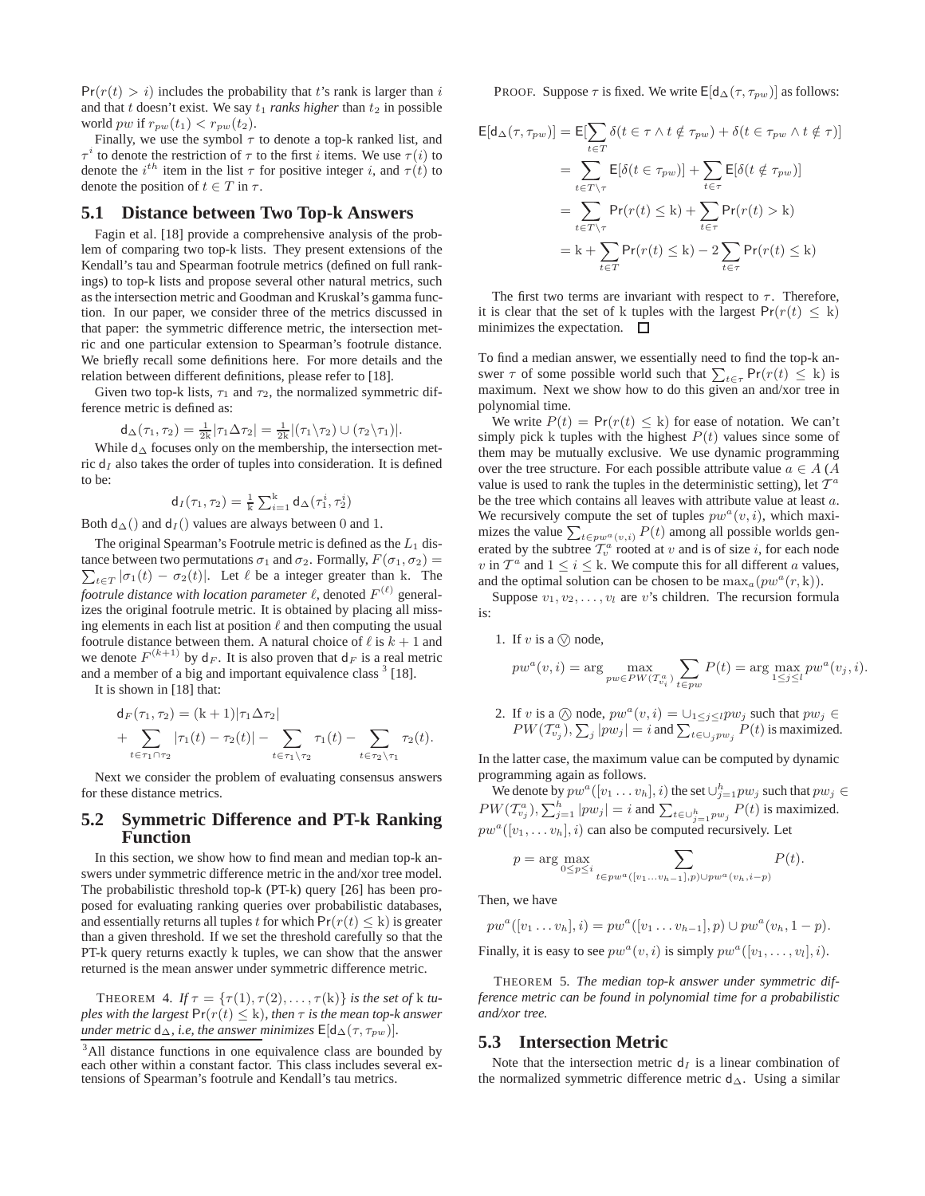$\Pr(r(t) > i)$ includes the probability that $t$'s rank is larger than $i$ and that $t$ doesn't exist. We say $t_1$ *ranks higher* than $t_2$ in possible world $pw$ if $r_{pw}(t_1) < r_{pw}(t_2)$.

Finally, we use the symbol $\tau$ to denote a top-k ranked list, and $\tau^i$ to denote the restriction of $\tau$ to the first $i$ items. We use $\tau(i)$ to denote the $i^{th}$ item in the list $\tau$ for positive integer $i$, and $\tau(t)$ to denote the position of $t \in T$ in $\tau$.

## 5.1 Distance between Two Top-k Answers

Fagin et al. [18] provide a comprehensive analysis of the problem of comparing two top-k lists. They present extensions of the Kendall's tau and Spearman footrule metrics (defined on full rankings) to top-k lists and propose several other natural metrics, such as the intersection metric and Goodman and Kruskal's gamma function. In our paper, we consider three of the metrics discussed in that paper: the symmetric difference metric, the intersection metric and one particular extension to Spearman's footrule distance. We briefly recall some definitions here. For more details and the relation between different definitions, please refer to [18].

Given two top-k lists, $\tau_1$ and $\tau_2$, the normalized symmetric difference metric is defined as:

$$\mathsf{d}_\Delta(\tau_1, \tau_2) = \frac{1}{2\mathrm{k}}|\tau_1 \Delta \tau_2| = \frac{1}{2\mathrm{k}}|(\tau_1 \backslash \tau_2) \cup (\tau_2 \backslash \tau_1)|.$$

While $\mathsf{d}_\Delta$ focuses only on the membership, the intersection metric $\mathsf{d}_I$ also takes the order of tuples into consideration. It is defined to be:

$$\mathsf{d}_I(\tau_1, \tau_2) = \frac{1}{\mathrm{k}}\sum_{i=1}^{\mathrm{k}} \mathsf{d}_\Delta(\tau_1^i, \tau_2^i)$$

Both $\mathsf{d}_\Delta()$ and $\mathsf{d}_I()$ values are always between 0 and 1.

The original Spearman's Footrule metric is defined as the $L_1$ distance between two permutations $\sigma_1$ and $\sigma_2$. Formally, $F(\sigma_1, \sigma_2) = \sum_{t \in T}|\sigma_1(t) - \sigma_2(t)|$. Let $\ell$ be a integer greater than k. The *footrule distance with location parameter* $\ell$, denoted $F^{(\ell)}$ generalizes the original footrule metric. It is obtained by placing all missing elements in each list at position $\ell$ and then computing the usual footrule distance between them. A natural choice of $\ell$ is $k+1$ and we denote $F^{(k+1)}$ by $\mathsf{d}_F$. It is also proven that $\mathsf{d}_F$ is a real metric and a member of a big and important equivalence class [3] [18].

It is shown in [18] that:

$$\mathsf{d}_F(\tau_1, \tau_2) = (\mathrm{k}+1)|\tau_1 \Delta \tau_2| + \sum_{t \in \tau_1 \cap \tau_2}|\tau_1(t) - \tau_2(t)| - \sum_{t \in \tau_1 \backslash \tau_2}\tau_1(t) - \sum_{t \in \tau_2 \backslash \tau_1}\tau_2(t).$$

Next we consider the problem of evaluating consensus answers for these distance metrics.

## 5.2 Symmetric Difference and PT-k Ranking Function

In this section, we show how to find mean and median top-k answers under symmetric difference metric in the and/xor tree model. The probabilistic threshold top-k (PT-k) query [26] has been proposed for evaluating ranking queries over probabilistic databases, and essentially returns all tuples $t$ for which $\Pr(r(t) \le \mathrm{k})$ is greater than a given threshold. If we set the threshold carefully so that the PT-k query returns exactly k tuples, we can show that the answer returned is the mean answer under symmetric difference metric.

THEOREM 4. *If $\tau = \{\tau(1), \tau(2), \ldots, \tau(\mathrm{k})\}$ is the set of k tuples with the largest $\Pr(r(t) \le \mathrm{k})$, then $\tau$ is the mean top-k answer under metric $\mathsf{d}_\Delta$, i.e, the answer minimizes $\mathsf{E}[\mathsf{d}_\Delta(\tau, \tau_{pw})]$.*

[3] All distance functions in one equivalence class are bounded by each other within a constant factor. This class includes several extensions of Spearman's footrule and Kendall's tau metrics.

PROOF. Suppose $\tau$ is fixed. We write $\mathsf{E}[\mathsf{d}_\Delta(\tau, \tau_{pw})]$ as follows:

$$\begin{aligned}
\mathsf{E}[\mathsf{d}_\Delta(\tau, \tau_{pw})] &= \mathsf{E}[\sum_{t \in T}\delta(t \in \tau \wedge t \notin \tau_{pw}) + \delta(t \in \tau_{pw} \wedge t \notin \tau)] \\
&= \sum_{t \in T \backslash \tau}\mathsf{E}[\delta(t \in \tau_{pw})] + \sum_{t \in \tau}\mathsf{E}[\delta(t \notin \tau_{pw})] \\
&= \sum_{t \in T \backslash \tau}\Pr(r(t) \le \mathrm{k}) + \sum_{t \in \tau}\Pr(r(t) > \mathrm{k}) \\
&= \mathrm{k} + \sum_{t \in T}\Pr(r(t) \le \mathrm{k}) - 2\sum_{t \in \tau}\Pr(r(t) \le \mathrm{k})
\end{aligned}$$

The first two terms are invariant with respect to $\tau$. Therefore, it is clear that the set of k tuples with the largest $\Pr(r(t) \le \mathrm{k})$ minimizes the expectation. □

To find a median answer, we essentially need to find the top-k answer $\tau$ of some possible world such that $\sum_{t \in \tau}\Pr(r(t) \le \mathrm{k})$ is maximum. Next we show how to do this given an and/xor tree in polynomial time.

We write $P(t) = \Pr(r(t) \le \mathrm{k})$ for ease of notation. We can't simply pick k tuples with the highest $P(t)$ values since some of them may be mutually exclusive. We use dynamic programming over the tree structure. For each possible attribute value $a \in A$ ($A$ value is used to rank the tuples in the deterministic setting), let $\mathcal{T}^a$ be the tree which contains all leaves with attribute value at least $a$. We recursively compute the set of tuples $pw^a(v, i)$, which maximizes the value $\sum_{t \in pw^a(v,i)}P(t)$ among all possible worlds generated by the subtree $\mathcal{T}_v^a$ rooted at $v$ and is of size $i$, for each node $v$ in $\mathcal{T}^a$ and $1 \le i \le \mathrm{k}$. We compute this for all different $a$ values, and the optimal solution can be chosen to be $\max_a(pw^a(r, \mathrm{k}))$.

Suppose $v_1, v_2, \ldots, v_l$ are $v$'s children. The recursion formula is:

1. If $v$ is a $\textcircled{\vee}$ node,
$$pw^a(v, i) = \arg\max_{pw \in PW(\mathcal{T}_{v_i}^a)}\sum_{t \in pw}P(t) = \arg\max_{1 \le j \le l}pw^a(v_j, i).$$

2. If $v$ is a $\textcircled{\wedge}$ node, $pw^a(v, i) = \cup_{1 \le j \le l}pw_j$ such that $pw_j \in PW(\mathcal{T}_{v_j}^a)$, $\sum_j |pw_j| = i$ and $\sum_{t \in \cup_j pw_j}P(t)$ is maximized.

In the latter case, the maximum value can be computed by dynamic programming again as follows.

We denote by $pw^a([v_1 \ldots v_h], i)$ the set $\cup_{j=1}^h pw_j$ such that $pw_j \in PW(\mathcal{T}_{v_j}^a)$, $\sum_{j=1}^h |pw_j| = i$ and $\sum_{t \in \cup_{j=1}^h pw_j}P(t)$ is maximized. $pw^a([v_1, \ldots v_h], i)$ can also be computed recursively. Let

$$p = \arg\max_{0 \le p \le i}\sum_{t \in pw^a([v_1 \ldots v_{h-1}], p) \cup pw^a(v_h, i-p)}P(t).$$

Then, we have

$$pw^a([v_1 \ldots v_h], i) = pw^a([v_1 \ldots v_{h-1}], p) \cup pw^a(v_h, 1-p).$$

Finally, it is easy to see $pw^a(v, i)$ is simply $pw^a([v_1, \ldots, v_l], i)$.

THEOREM 5. *The median top-k answer under symmetric difference metric can be found in polynomial time for a probabilistic and/xor tree.*

## 5.3 Intersection Metric

Note that the intersection metric $\mathsf{d}_I$ is a linear combination of the normalized symmetric difference metric $\mathsf{d}_\Delta$. Using a similar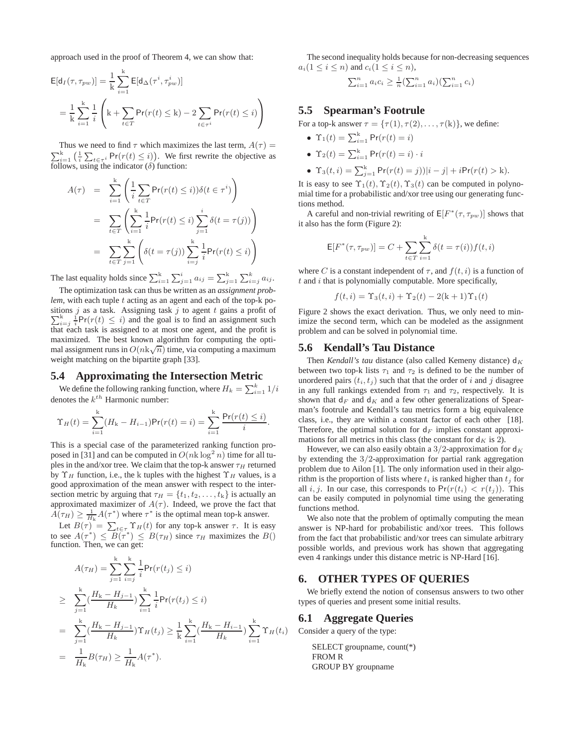approach used in the proof of Theorem 4, we can show that:

$$\mathsf{E}[\mathsf{d}_I(\tau, \tau_{pw})] = \frac{1}{\mathrm{k}} \sum_{i=1}^{\mathrm{k}} \mathsf{E}[\mathsf{d}_\Delta(\tau^i, \tau_{pw}^i)]$$

$$= \frac{1}{\mathrm{k}} \sum_{i=1}^{\mathrm{k}} \frac{1}{i} \left( \mathrm{k} + \sum_{t \in T} \mathsf{Pr}(r(t) \leq \mathrm{k}) - 2 \sum_{t \in \tau^i} \mathsf{Pr}(r(t) \leq i) \right)$$

Thus we need to find $\tau$ which maximizes the last term, $A(\tau) = \sum_{i=1}^{\mathrm{k}} \left( \frac{1}{i} \sum_{t \in \tau^i} \mathsf{Pr}(r(t) \leq i) \right)$. We first rewrite the objective as follows, using the indicator ($\delta$) function:

$$\begin{aligned} A(\tau) &= \sum_{i=1}^{\mathrm{k}} \left( \frac{1}{i} \sum_{t \in T} \mathsf{Pr}(r(t) \leq i)) \delta(t \in \tau^i) \right) \\ &= \sum_{t \in T} \left( \sum_{i=1}^{\mathrm{k}} \frac{1}{i} \mathsf{Pr}(r(t) \leq i) \sum_{j=1}^{i} \delta(t = \tau(j)) \right) \\ &= \sum_{t \in T} \sum_{j=1}^{\mathrm{k}} \left( \delta(t = \tau(j)) \sum_{i=j}^{\mathrm{k}} \frac{1}{i} \mathsf{Pr}(r(t) \leq i) \right) \end{aligned}$$

The last equality holds since $\sum_{i=1}^{\mathrm{k}} \sum_{j=1}^{i} a_{ij} = \sum_{j=1}^{\mathrm{k}} \sum_{i=j}^{k} a_{ij}$.

The optimization task can thus be written as an *assignment problem*, with each tuple $t$ acting as an agent and each of the top-k positions $j$ as a task. Assigning task $j$ to agent $t$ gains a profit of $\sum_{i=j}^{\mathrm{k}} \frac{1}{i} \mathsf{Pr}(r(t) \leq i)$ and the goal is to find an assignment such that each task is assigned to at most one agent, and the profit is maximized. The best known algorithm for computing the optimal assignment runs in $O(n\mathrm{k}\sqrt{n})$ time, via computing a maximum weight matching on the bipartite graph [33].

## 5.4 Approximating the Intersection Metric

We define the following ranking function, where $H_k = \sum_{i=1}^{k} 1/i$ denotes the $k^{th}$ Harmonic number:

$$\Upsilon_H(t) = \sum_{i=1}^{\mathrm{k}} (H_{\mathrm{k}} - H_{i-1}) \mathsf{Pr}(r(t) = i) = \sum_{i=1}^{\mathrm{k}} \frac{\mathsf{Pr}(r(t) \leq i)}{i}.$$

This is a special case of the parameterized ranking function proposed in [31] and can be computed in $O(n\mathrm{k} \log^2 n)$ time for all tuples in the and/xor tree. We claim that the top-k answer $\tau_H$ returned by $\Upsilon_H$ function, i.e., the k tuples with the highest $\Upsilon_H$ values, is a good approximation of the mean answer with respect to the intersection metric by arguing that $\tau_H = \{t_1, t_2, \ldots, t_k\}$ is actually an approximated maximizer of $A(\tau)$. Indeed, we prove the fact that $A(\tau_H) \geq \frac{1}{H_{\mathrm{k}}} A(\tau^*)$ where $\tau^*$ is the optimal mean top-k answer.

Let $B(\tau) = \sum_{t \in \tau} \Upsilon_H(t)$ for any top-k answer $\tau$. It is easy to see $A(\tau^*) \leq B(\tau^*) \leq B(\tau_H)$ since $\tau_H$ maximizes the $B()$ function. Then, we can get:

$$\begin{aligned} A(\tau_H) &= \sum_{j=1}^{\mathrm{k}} \sum_{i=j}^{\mathrm{k}} \frac{1}{i} \mathsf{Pr}(r(t_j) \leq i) \\ &\geq \sum_{j=1}^{\mathrm{k}} \left(\frac{H_{\mathrm{k}} - H_{j-1}}{H_k}\right) \sum_{i=1}^{\mathrm{k}} \frac{1}{i} \mathsf{Pr}(r(t_j) \leq i) \\ &= \sum_{j=1}^{\mathrm{k}} \left(\frac{H_{\mathrm{k}} - H_{j-1}}{H_k}\right) \Upsilon_H(t_j) \geq \frac{1}{\mathrm{k}} \sum_{i=1}^{\mathrm{k}} \left(\frac{H_{\mathrm{k}} - H_{i-1}}{H_k}\right) \sum_{i=1}^{\mathrm{k}} \Upsilon_H(t_i) \\ &= \frac{1}{H_{\mathrm{k}}} B(\tau_H) \geq \frac{1}{H_{\mathrm{k}}} A(\tau^*). \end{aligned}$$

The second inequality holds because for non-decreasing sequences $a_i (1 \leq i \leq n)$ and $c_i (1 \leq i \leq n)$,

$$\sum_{i=1}^{n} a_i c_i \geq \tfrac{1}{n} (\sum_{i=1}^{n} a_i)(\sum_{i=1}^{n} c_i)$$

## 5.5 Spearman's Footrule

For a top-k answer $\tau = \{\tau(1), \tau(2), \ldots, \tau(\mathrm{k})\}$, we define:

- $\Upsilon_1(t) = \sum_{i=1}^{\mathrm{k}} \mathsf{Pr}(r(t) = i)$
- $\Upsilon_2(t) = \sum_{i=1}^{\mathrm{k}} \mathsf{Pr}(r(t) = i) \cdot i$
- $\Upsilon_3(t, i) = \sum_{j=1}^{\mathrm{k}} \mathsf{Pr}(r(t) = j)) |i - j| + i \mathsf{Pr}(r(t) > \mathrm{k})$.

It is easy to see $\Upsilon_1(t), \Upsilon_2(t), \Upsilon_3(t)$ can be computed in polynomial time for a probabilistic and/xor tree using our generating functions method.

A careful and non-trivial rewriting of $\mathsf{E}[F^*(\tau, \tau_{pw})]$ shows that it also has the form (Figure 2):

$$\mathsf{E}[F^*(\tau, \tau_{pw})] = C + \sum_{t \in T} \sum_{i=1}^{\mathrm{k}} \delta(t = \tau(i)) f(t, i)$$

where $C$ is a constant independent of $\tau$, and $f(t, i)$ is a function of $t$ and $i$ that is polynomially computable. More specifically,

$$f(t, i) = \Upsilon_3(t, i) + \Upsilon_2(t) - 2(\mathrm{k} + 1)\Upsilon_1(t)$$

Figure 2 shows the exact derivation. Thus, we only need to minimize the second term, which can be modeled as the assignment problem and can be solved in polynomial time.

## 5.6 Kendall's Tau Distance

Then *Kendall's tau* distance (also called Kemeny distance) $\mathsf{d}_K$ between two top-k lists $\tau_1$ and $\tau_2$ is defined to be the number of unordered pairs $(t_i, t_j)$ such that that the order of $i$ and $j$ disagree in any full rankings extended from $\tau_1$ and $\tau_2$, respectively. It is shown that $\mathsf{d}_F$ and $\mathsf{d}_K$ and a few other generalizations of Spearman's footrule and Kendall's tau metrics form a big equivalence class, i.e., they are within a constant factor of each other [18]. Therefore, the optimal solution for $\mathsf{d}_F$ implies constant approximations for all metrics in this class (the constant for $\mathsf{d}_K$ is 2).

However, we can also easily obtain a $3/2$-approximation for $\mathsf{d}_K$ by extending the $3/2$-approximation for partial rank aggregation problem due to Ailon [1]. The only information used in their algorithm is the proportion of lists where $t_i$ is ranked higher than $t_j$ for all $i, j$. In our case, this corresponds to $\mathsf{Pr}(r(t_i) < r(t_j))$. This can be easily computed in polynomial time using the generating functions method.

We also note that the problem of optimally computing the mean answer is NP-hard for probabilistic and/xor trees. This follows from the fact that probabilistic and/xor trees can simulate arbitrary possible worlds, and previous work has shown that aggregating even 4 rankings under this distance metric is NP-Hard [16].

# 6. OTHER TYPES OF QUERIES

We briefly extend the notion of consensus answers to two other types of queries and present some initial results.

## 6.1 Aggregate Queries

Consider a query of the type:

```
SELECT groupname, count(*)
FROM R
GROUP BY groupname
```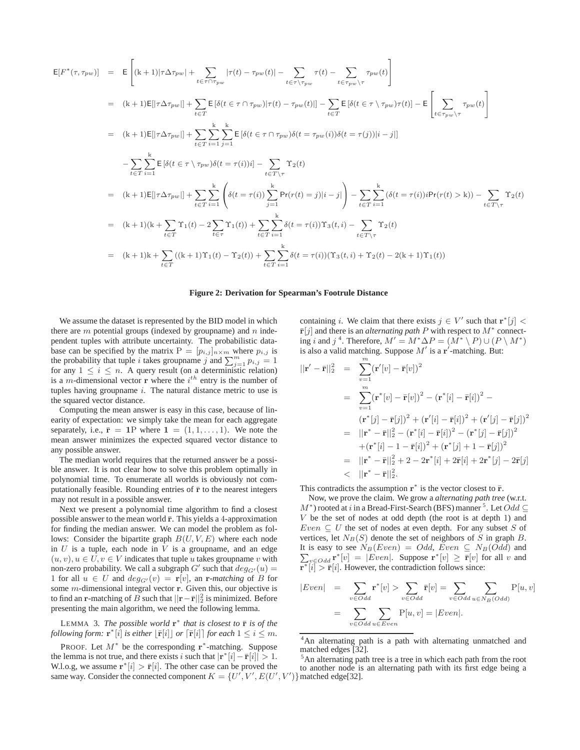$$
\begin{aligned}
\mathsf{E}[F^*(\tau,\tau_{pw})] &= \mathsf{E}\left[(\mathrm{k}+1)|\tau\Delta\tau_{pw}| + \sum_{t\in\tau\cap\tau_{pw}}|\tau(t)-\tau_{pw}(t)| - \sum_{t\in\tau\setminus\tau_{pw}}\tau(t) - \sum_{t\in\tau_{pw}\setminus\tau}\tau_{pw}(t)\right] \\
&= (\mathrm{k}+1)\mathsf{E}[|\tau\Delta\tau_{pw}|] + \sum_{t\in T}\mathsf{E}\left[\delta(t\in\tau\cap\tau_{pw})|\tau(t)-\tau_{pw}(t)|\right] - \sum_{t\in T}\mathsf{E}\left[\delta(t\in\tau\setminus\tau_{pw})\tau(t)\right] - \mathsf{E}\left[\sum_{t\in\tau_{pw}\setminus\tau}\tau_{pw}(t)\right] \\
&= (\mathrm{k}+1)\mathsf{E}[|\tau\Delta\tau_{pw}|] + \sum_{t\in T}\sum_{i=1}^{\mathrm{k}}\sum_{j=1}^{\mathrm{k}}\mathsf{E}\left[\delta(t\in\tau\cap\tau_{pw})\delta(t=\tau_{pw}(i))\delta(t=\tau(j))|i-j|\right] \\
&\quad - \sum_{t\in T}\sum_{i=1}^{\mathrm{k}}\mathsf{E}\left[\delta(t\in\tau\setminus\tau_{pw})\delta(t=\tau(i))i\right] - \sum_{t\in T\setminus\tau}\Upsilon_2(t) \\
&= (\mathrm{k}+1)\mathsf{E}[|\tau\Delta\tau_{pw}|] + \sum_{t\in T}\sum_{i=1}^{\mathrm{k}}\left(\delta(t=\tau(i))\sum_{j=1}^{\mathrm{k}}\Pr(r(t)=j)|i-j|\right) - \sum_{t\in T}\sum_{i=1}^{\mathrm{k}}(\delta(t=\tau(i))i\Pr(r(t)>\mathrm{k})) - \sum_{t\in T\setminus\tau}\Upsilon_2(t) \\
&= (\mathrm{k}+1)(\mathrm{k}+\sum_{t\in T}\Upsilon_1(t) - 2\sum_{t\in\tau}\Upsilon_1(t)) + \sum_{t\in T}\sum_{i=1}^{\mathrm{k}}\delta(t=\tau(i))\Upsilon_3(t,i) - \sum_{t\in T\setminus\tau}\Upsilon_2(t) \\
&= (\mathrm{k}+1)\mathrm{k} + \sum_{t\in T}((\mathrm{k}+1)\Upsilon_1(t)-\Upsilon_2(t)) + \sum_{t\in T}\sum_{i=1}^{\mathrm{k}}\delta(t=\tau(i))(\Upsilon_3(t,i)+\Upsilon_2(t)-2(\mathrm{k}+1)\Upsilon_1(t))
\end{aligned}
$$

**Figure 2: Derivation for Spearman's Footrule Distance**

We assume the dataset is represented by the BID model in which there are $m$ potential groups (indexed by groupname) and $n$ independent tuples with attribute uncertainty. The probabilistic database can be specified by the matrix $\mathrm{P} = [p_{i,j}]_{n\times m}$ where $p_{i,j}$ is the probability that tuple $i$ takes groupname $j$ and $\sum_{j=1}^{m} p_{i,j} = 1$ for any $1 \le i \le n$. A query result (on a deterministic relation) is a $m$-dimensional vector $\mathbf{r}$ where the $i^{th}$ entry is the number of tuples having groupname $i$. The natural distance metric to use is the squared vector distance.

Computing the mean answer is easy in this case, because of linearity of expectation: we simply take the mean for each aggregate separately, i.e., $\bar{\mathbf{r}} = \mathbf{1}\mathrm{P}$ where $\mathbf{1} = (1, 1, \dots, 1)$. We note the mean answer minimizes the expected squared vector distance to any possible answer.

The median world requires that the returned answer be a possible answer. It is not clear how to solve this problem optimally in polynomial time. To enumerate all worlds is obviously not computationally feasible. Rounding entries of $\bar{\mathbf{r}}$ to the nearest integers may not result in a possible answer.

Next we present a polynomial time algorithm to find a closest possible answer to the mean world $\bar{\mathbf{r}}$. This yields a 4-approximation for finding the median answer. We can model the problem as follows: Consider the bipartite graph $B(U, V, E)$ where each node in $U$ is a tuple, each node in $V$ is a groupname, and an edge $(u, v), u \in U, v \in V$ indicates that tuple $u$ takes groupname $v$ with non-zero probability. We call a subgraph $G'$ such that $deg_{G'}(u) = 1$ for all $u \in U$ and $deg_{G'}(v) = \mathbf{r}[v]$, an $\mathbf{r}$*-matching* of $B$ for some $m$-dimensional integral vector $\mathbf{r}$. Given this, our objective is to find an $\mathbf{r}$-matching of $B$ such that $||\mathbf{r}-\bar{\mathbf{r}}||_2^2$ is minimized. Before presenting the main algorithm, we need the following lemma.

LEMMA 3. *The possible world $\mathbf{r}^*$ that is closest to $\bar{\mathbf{r}}$ is of the following form: $\mathbf{r}^*[i]$ is either $\lfloor\bar{\mathbf{r}}[i]\rfloor$ or $\lceil\bar{\mathbf{r}}[i]\rceil$ for each $1 \le i \le m$.*

PROOF. Let $M^*$ be the corresponding $\mathbf{r}^*$-matching. Suppose the lemma is not true, and there exists $i$ such that $|\mathbf{r}^*[i] - \bar{\mathbf{r}}[i]| > 1$. W.l.o.g, we assume $\mathbf{r}^*[i] > \bar{\mathbf{r}}[i]$. The other case can be proved the same way. Consider the connected component $K = \{U', V', E(U', V')\}$ containing $i$. We claim that there exists $j \in V'$ such that $\mathbf{r}^*[j] < \bar{\mathbf{r}}[j]$ and there is an *alternating path* $P$ with respect to $M^*$ connecting $i$ and $j$ [4]. Therefore, $M' = M^*\Delta P = (M^* \setminus P) \cup (P \setminus M^*)$ is also a valid matching. Suppose $M'$ is a $\mathbf{r}'$-matching. But:

$$
\begin{aligned}
||\mathbf{r}'-\bar{\mathbf{r}}||_2^2 &= \sum_{v=1}^{m}(\mathbf{r}'[v]-\bar{\mathbf{r}}[v])^2 \\
&= \sum_{v=1}^{m}(\mathbf{r}^*[v]-\bar{\mathbf{r}}[v])^2 - (\mathbf{r}^*[i]-\bar{\mathbf{r}}[i])^2 - \\
&\quad (\mathbf{r}^*[j]-\bar{\mathbf{r}}[j])^2 + (\mathbf{r}'[i]-\bar{\mathbf{r}}[i])^2 + (\mathbf{r}'[j]-\bar{\mathbf{r}}[j])^2 \\
&= ||\mathbf{r}^*-\bar{\mathbf{r}}||_2^2 - (\mathbf{r}^*[i]-\bar{\mathbf{r}}[i])^2 - (\mathbf{r}^*[j]-\bar{\mathbf{r}}[j])^2 \\
&\quad + (\mathbf{r}^*[i]-1-\bar{\mathbf{r}}[i])^2 + (\mathbf{r}^*[j]+1-\bar{\mathbf{r}}[j])^2 \\
&= ||\mathbf{r}^*-\bar{\mathbf{r}}||_2^2 + 2 - 2\mathbf{r}^*[i] + 2\bar{\mathbf{r}}[i] + 2\mathbf{r}^*[j] - 2\bar{\mathbf{r}}[j] \\
&< ||\mathbf{r}^*-\bar{\mathbf{r}}||_2^2.
\end{aligned}
$$

This contradicts the assumption $\mathbf{r}^*$ is the vector closest to $\bar{\mathbf{r}}$.

Now, we prove the claim. We grow a *alternating path tree* (w.r.t. $M^*$) rooted at $i$ in a Bread-First-Search (BFS) manner [5]. Let $Odd \subseteq V$ be the set of nodes at odd depth (the root is at depth 1) and $Even \subseteq U$ the set of nodes at even depth. For any subset $S$ of vertices, let $N_B(S)$ denote the set of neighbors of $S$ in graph $B$. It is easy to see $N_B(Even) = Odd$, $Even \subseteq N_B(Odd)$ and $\sum_{v\in Odd}\mathbf{r}^*[v] = |Even|$. Suppose $\mathbf{r}^*[v] \ge \bar{\mathbf{r}}[v]$ for all $v$ and $\mathbf{r}^*[i] > \bar{\mathbf{r}}[i]$. However, the contradiction follows since:

$$
\begin{aligned}
|Even| &= \sum_{v\in Odd}\mathbf{r}^*[v] > \sum_{v\in Odd}\bar{\mathbf{r}}[v] = \sum_{v\in Odd}\sum_{u\in N_B(Odd)}\mathrm{P}[u,v] \\
&= \sum_{v\in Odd}\sum_{u\in Even}\mathrm{P}[u,v] = |Even|.
\end{aligned}
$$

[4] An alternating path is a path with alternating unmatched and matched edges [32].

[5] An alternating path tree is a tree in which each path from the root to another node is an alternating path with its first edge being a matched edge[32].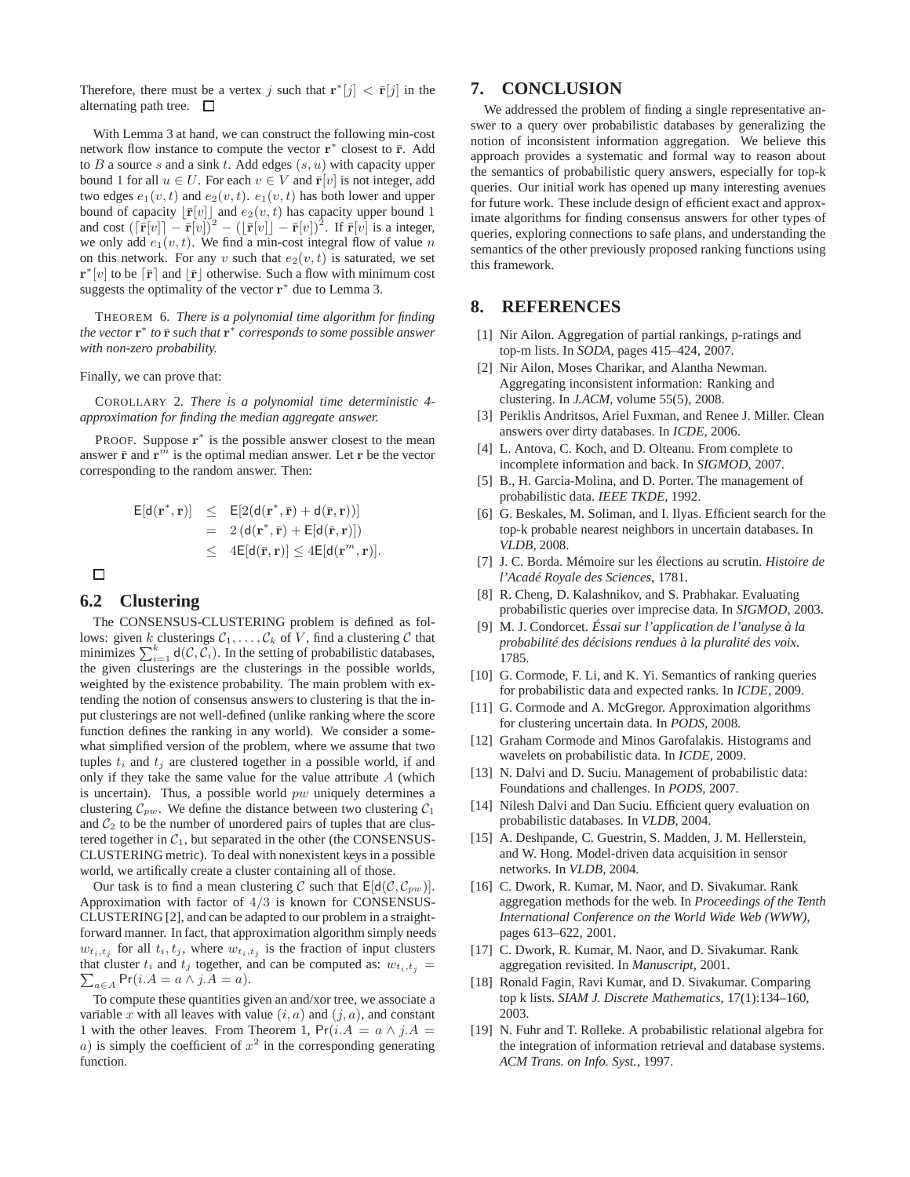Therefore, there must be a vertex $j$ such that $\mathbf{r}^*[j] < \bar{\mathbf{r}}[j]$ in the alternating path tree. □

With Lemma 3 at hand, we can construct the following min-cost network flow instance to compute the vector $\mathbf{r}^*$ closest to $\bar{\mathbf{r}}$. Add to $B$ a source $s$ and a sink $t$. Add edges $(s, u)$ with capacity upper bound 1 for all $u \in U$. For each $v \in V$ and $\bar{\mathbf{r}}[v]$ is not integer, add two edges $e_1(v, t)$ and $e_2(v, t)$. $e_1(v, t)$ has both lower and upper bound of capacity $\lfloor \bar{\mathbf{r}}[v] \rfloor$ and $e_2(v, t)$ has capacity upper bound 1 and cost $(\lceil \bar{\mathbf{r}}[v] \rceil - \bar{\mathbf{r}}[v])^2 - (\lfloor \bar{\mathbf{r}}[v] \rfloor - \bar{\mathbf{r}}[v])^2$. If $\bar{\mathbf{r}}[v]$ is a integer, we only add $e_1(v, t)$. We find a min-cost integral flow of value $n$ on this network. For any $v$ such that $e_2(v, t)$ is saturated, we set $\mathbf{r}^*[v]$ to be $\lceil \bar{\mathbf{r}} \rceil$ and $\lfloor \bar{\mathbf{r}} \rfloor$ otherwise. Such a flow with minimum cost suggests the optimality of the vector $\mathbf{r}^*$ due to Lemma 3.

THEOREM 6. *There is a polynomial time algorithm for finding the vector $\mathbf{r}^*$ to $\bar{\mathbf{r}}$ such that $\mathbf{r}^*$ corresponds to some possible answer with non-zero probability.*

Finally, we can prove that:

COROLLARY 2. *There is a polynomial time deterministic 4-approximation for finding the median aggregate answer.*

PROOF. Suppose $\mathbf{r}^*$ is the possible answer closest to the mean answer $\bar{\mathbf{r}}$ and $\mathbf{r}^m$ is the optimal median answer. Let $\mathbf{r}$ be the vector corresponding to the random answer. Then:

$$
\begin{aligned}
\mathsf{E}[\mathsf{d}(\mathbf{r}^*, \mathbf{r})] &\leq \mathsf{E}[2(\mathsf{d}(\mathbf{r}^*, \bar{\mathbf{r}}) + \mathsf{d}(\bar{\mathbf{r}}, \mathbf{r}))] \\
&= 2\left(\mathsf{d}(\mathbf{r}^*, \bar{\mathbf{r}}) + \mathsf{E}[\mathsf{d}(\bar{\mathbf{r}}, \mathbf{r})]\right) \\
&\leq 4\mathsf{E}[\mathsf{d}(\bar{\mathbf{r}}, \mathbf{r})] \leq 4\mathsf{E}[\mathsf{d}(\mathbf{r}^m, \mathbf{r})].
\end{aligned}
$$

□

## 6.2 Clustering

The CONSENSUS-CLUSTERING problem is defined as follows: given $k$ clusterings $\mathcal{C}_1, \ldots, \mathcal{C}_k$ of $V$, find a clustering $\mathcal{C}$ that minimizes $\sum_{i=1}^{k} \mathsf{d}(\mathcal{C}, \mathcal{C}_i)$. In the setting of probabilistic databases, the given clusterings are the clusterings in the possible worlds, weighted by the existence probability. The main problem with extending the notion of consensus answers to clustering is that the input clusterings are not well-defined (unlike ranking where the score function defines the ranking in any world). We consider a somewhat simplified version of the problem, where we assume that two tuples $t_i$ and $t_j$ are clustered together in a possible world, if and only if they take the same value for the value attribute $A$ (which is uncertain). Thus, a possible world $pw$ uniquely determines a clustering $\mathcal{C}_{pw}$. We define the distance between two clustering $\mathcal{C}_1$ and $\mathcal{C}_2$ to be the number of unordered pairs of tuples that are clustered together in $\mathcal{C}_1$, but separated in the other (the CONSENSUS-CLUSTERING metric). To deal with nonexistent keys in a possible world, we artifically create a cluster containing all of those.

Our task is to find a mean clustering $\mathcal{C}$ such that $\mathsf{E}[\mathsf{d}(\mathcal{C}, \mathcal{C}_{pw})]$. Approximation with factor of $4/3$ is known for CONSENSUS-CLUSTERING [2], and can be adapted to our problem in a straightforward manner. In fact, that approximation algorithm simply needs $w_{t_i,t_j}$ for all $t_i, t_j$, where $w_{t_i,t_j}$ is the fraction of input clusters that cluster $t_i$ and $t_j$ together, and can be computed as: $w_{t_i,t_j} = \sum_{a \in A} \Pr(i.A = a \wedge j.A = a)$.

To compute these quantities given an and/xor tree, we associate a variable $x$ with all leaves with value $(i, a)$ and $(j, a)$, and constant 1 with the other leaves. From Theorem 1, $\Pr(i.A = a \wedge j.A = a)$ is simply the coefficient of $x^2$ in the corresponding generating function.

# 7. CONCLUSION

We addressed the problem of finding a single representative answer to a query over probabilistic databases by generalizing the notion of inconsistent information aggregation. We believe this approach provides a systematic and formal way to reason about the semantics of probabilistic query answers, especially for top-k queries. Our initial work has opened up many interesting avenues for future work. These include design of efficient exact and approximate algorithms for finding consensus answers for other types of queries, exploring connections to safe plans, and understanding the semantics of the other previously proposed ranking functions using this framework.

# 8. REFERENCES

[1] Nir Ailon. Aggregation of partial rankings, p-ratings and top-m lists. In *SODA*, pages 415–424, 2007.

[2] Nir Ailon, Moses Charikar, and Alantha Newman. Aggregating inconsistent information: Ranking and clustering. In *J.ACM*, volume 55(5), 2008.

[3] Periklis Andritsos, Ariel Fuxman, and Renee J. Miller. Clean answers over dirty databases. In *ICDE*, 2006.

[4] L. Antova, C. Koch, and D. Olteanu. From complete to incomplete information and back. In *SIGMOD*, 2007.

[5] B., H. Garcia-Molina, and D. Porter. The management of probabilistic data. *IEEE TKDE*, 1992.

[6] G. Beskales, M. Soliman, and I. Ilyas. Efficient search for the top-k probable nearest neighbors in uncertain databases. In *VLDB*, 2008.

[7] J. C. Borda. Mémoire sur les élections au scrutin. *Histoire de l'Acadé Royale des Sciences*, 1781.

[8] R. Cheng, D. Kalashnikov, and S. Prabhakar. Evaluating probabilistic queries over imprecise data. In *SIGMOD*, 2003.

[9] M. J. Condorcet. *Éssai sur l'application de l'analyse à la probabilité des décisions rendues à la pluralité des voix*. 1785.

[10] G. Cormode, F. Li, and K. Yi. Semantics of ranking queries for probabilistic data and expected ranks. In *ICDE*, 2009.

[11] G. Cormode and A. McGregor. Approximation algorithms for clustering uncertain data. In *PODS*, 2008.

[12] Graham Cormode and Minos Garofalakis. Histograms and wavelets on probabilistic data. In *ICDE*, 2009.

[13] N. Dalvi and D. Suciu. Management of probabilistic data: Foundations and challenges. In *PODS*, 2007.

[14] Nilesh Dalvi and Dan Suciu. Efficient query evaluation on probabilistic databases. In *VLDB*, 2004.

[15] A. Deshpande, C. Guestrin, S. Madden, J. M. Hellerstein, and W. Hong. Model-driven data acquisition in sensor networks. In *VLDB*, 2004.

[16] C. Dwork, R. Kumar, M. Naor, and D. Sivakumar. Rank aggregation methods for the web. In *Proceedings of the Tenth International Conference on the World Wide Web (WWW)*, pages 613–622, 2001.

[17] C. Dwork, R. Kumar, M. Naor, and D. Sivakumar. Rank aggregation revisited. In *Manuscript*, 2001.

[18] Ronald Fagin, Ravi Kumar, and D. Sivakumar. Comparing top k lists. *SIAM J. Discrete Mathematics*, 17(1):134–160, 2003.

[19] N. Fuhr and T. Rolleke. A probabilistic relational algebra for the integration of information retrieval and database systems. *ACM Trans. on Info. Syst.*, 1997.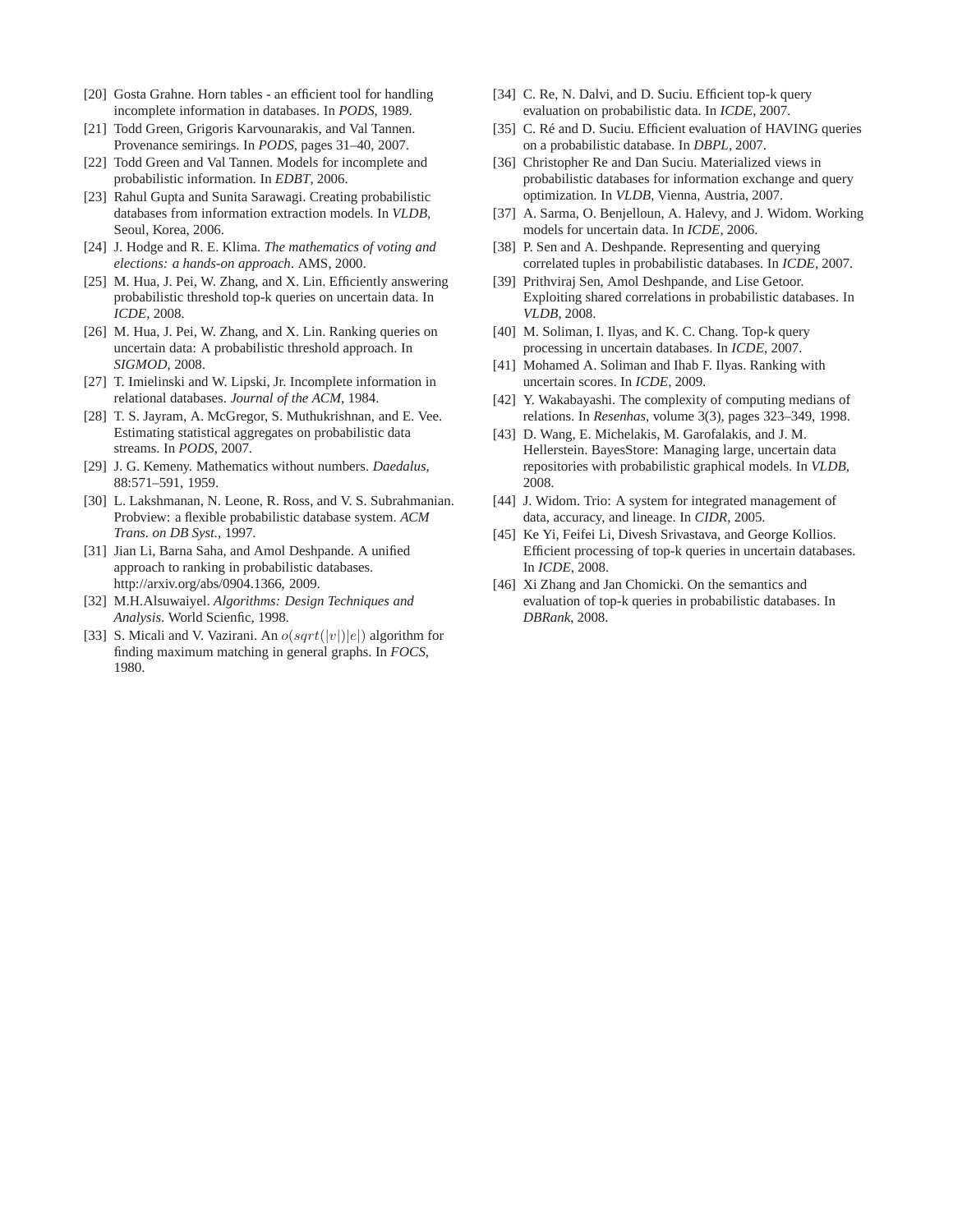[20] Gosta Grahne. Horn tables - an efficient tool for handling incomplete information in databases. In *PODS*, 1989.

[21] Todd Green, Grigoris Karvounarakis, and Val Tannen. Provenance semirings. In *PODS*, pages 31–40, 2007.

[22] Todd Green and Val Tannen. Models for incomplete and probabilistic information. In *EDBT*, 2006.

[23] Rahul Gupta and Sunita Sarawagi. Creating probabilistic databases from information extraction models. In *VLDB*, Seoul, Korea, 2006.

[24] J. Hodge and R. E. Klima. *The mathematics of voting and elections: a hands-on approach*. AMS, 2000.

[25] M. Hua, J. Pei, W. Zhang, and X. Lin. Efficiently answering probabilistic threshold top-k queries on uncertain data. In *ICDE*, 2008.

[26] M. Hua, J. Pei, W. Zhang, and X. Lin. Ranking queries on uncertain data: A probabilistic threshold approach. In *SIGMOD*, 2008.

[27] T. Imielinski and W. Lipski, Jr. Incomplete information in relational databases. *Journal of the ACM*, 1984.

[28] T. S. Jayram, A. McGregor, S. Muthukrishnan, and E. Vee. Estimating statistical aggregates on probabilistic data streams. In *PODS*, 2007.

[29] J. G. Kemeny. Mathematics without numbers. *Daedalus*, 88:571–591, 1959.

[30] L. Lakshmanan, N. Leone, R. Ross, and V. S. Subrahmanian. Probview: a flexible probabilistic database system. *ACM Trans. on DB Syst.*, 1997.

[31] Jian Li, Barna Saha, and Amol Deshpande. A unified approach to ranking in probabilistic databases. http://arxiv.org/abs/0904.1366, 2009.

[32] M.H.Alsuwaiyel. *Algorithms: Design Techniques and Analysis*. World Scienfic, 1998.

[33] S. Micali and V. Vazirani. An $o(sqrt(|v|)|e|)$ algorithm for finding maximum matching in general graphs. In *FOCS*, 1980.

[34] C. Re, N. Dalvi, and D. Suciu. Efficient top-k query evaluation on probabilistic data. In *ICDE*, 2007.

[35] C. Ré and D. Suciu. Efficient evaluation of HAVING queries on a probabilistic database. In *DBPL*, 2007.

[36] Christopher Re and Dan Suciu. Materialized views in probabilistic databases for information exchange and query optimization. In *VLDB*, Vienna, Austria, 2007.

[37] A. Sarma, O. Benjelloun, A. Halevy, and J. Widom. Working models for uncertain data. In *ICDE*, 2006.

[38] P. Sen and A. Deshpande. Representing and querying correlated tuples in probabilistic databases. In *ICDE*, 2007.

[39] Prithviraj Sen, Amol Deshpande, and Lise Getoor. Exploiting shared correlations in probabilistic databases. In *VLDB*, 2008.

[40] M. Soliman, I. Ilyas, and K. C. Chang. Top-k query processing in uncertain databases. In *ICDE*, 2007.

[41] Mohamed A. Soliman and Ihab F. Ilyas. Ranking with uncertain scores. In *ICDE*, 2009.

[42] Y. Wakabayashi. The complexity of computing medians of relations. In *Resenhas*, volume 3(3), pages 323–349, 1998.

[43] D. Wang, E. Michelakis, M. Garofalakis, and J. M. Hellerstein. BayesStore: Managing large, uncertain data repositories with probabilistic graphical models. In *VLDB*, 2008.

[44] J. Widom. Trio: A system for integrated management of data, accuracy, and lineage. In *CIDR*, 2005.

[45] Ke Yi, Feifei Li, Divesh Srivastava, and George Kollios. Efficient processing of top-k queries in uncertain databases. In *ICDE*, 2008.

[46] Xi Zhang and Jan Chomicki. On the semantics and evaluation of top-k queries in probabilistic databases. In *DBRank*, 2008.